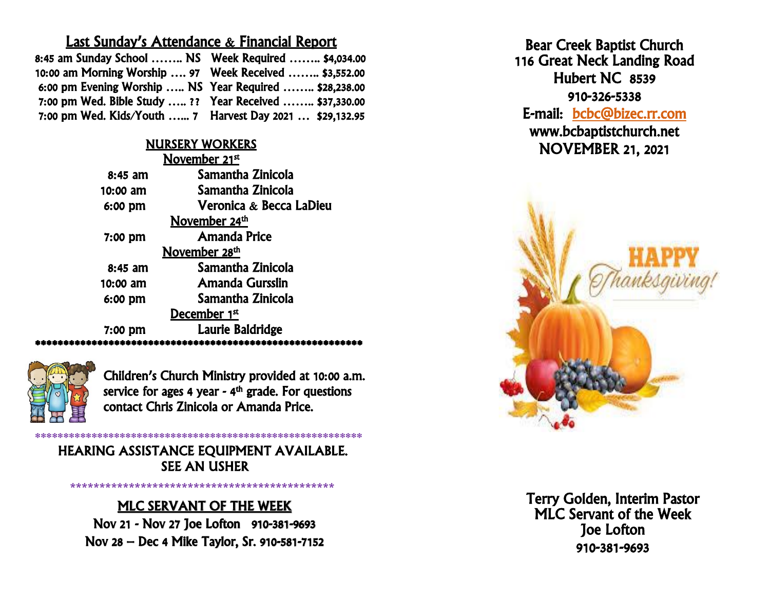## Last Sunday's Attendance & Financial Report

| | | | |
|---|---|---|---|
| 8:45 am Sunday School | NS | Week Required | $4,034.00 |
| 10:00 am Morning Worship | 97 | Week Received | $3,552.00 |
| 6:00 pm Evening Worship | NS | Year Required | $28,238.00 |
| 7:00 pm Wed. Bible Study | ?? | Year Received | $37,330.00 |
| 7:00 pm Wed. Kids/Youth | 7 | Harvest Day 2021 | $29,132.95 |

### NURSERY WORKERS

**November 21st**

| | |
|---|---|
| 8:45 am | Samantha Zinicola |
| 10:00 am | Samantha Zinicola |
| 6:00 pm | Veronica & Becca LaDieu |

**November 24th**

| | |
|---|---|
| 7:00 pm | Amanda Price |

**November 28th**

| | |
|---|---|
| 8:45 am | Samantha Zinicola |
| 10:00 am | Amanda Gursslin |
| 6:00 pm | Samantha Zinicola |

**December 1st**

| | |
|---|---|
| 7:00 pm | Laurie Baldridge |

************************************************************

Children's Church Ministry provided at 10:00 a.m. service for ages 4 year - 4th grade. For questions contact Chris Zinicola or Amanda Price.

************************************************************

HEARING ASSISTANCE EQUIPMENT AVAILABLE.
SEE AN USHER

************************************************

### MLC SERVANT OF THE WEEK

Nov 21 - Nov 27 Joe Lofton 910-381-9693
Nov 28 – Dec 4 Mike Taylor, Sr. 910-581-7152

# Bear Creek Baptist Church

116 Great Neck Landing Road
Hubert NC 8539
910-326-5338
E-mail: bcbc@bizec.rr.com
www.bcbaptistchurch.net
NOVEMBER 21, 2021

HAPPY Thanksgiving!

Terry Golden, Interim Pastor
MLC Servant of the Week
Joe Lofton
910-381-9693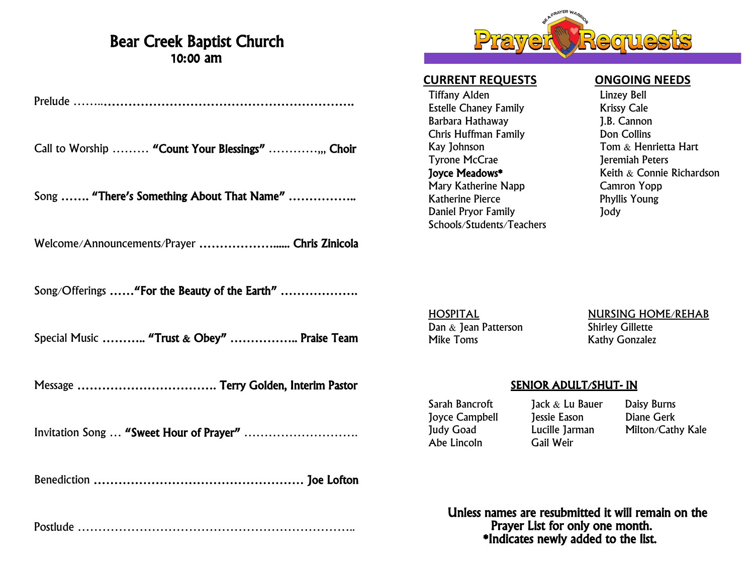# Bear Creek Baptist Church

## 10:00 am

Prelude ……..…………………………………………………….

Call to Worship ……… **"Count Your Blessings"** …………,,, **Choir**

Song **……. "There's Something About That Name" ……………..**

Welcome/Announcements/Prayer **…………………...... Chris Zinicola**

Song/Offerings **……"For the Beauty of the Earth" ……………….**

Special Music **……….. "Trust & Obey" …………….. Praise Team**

Message **……………………………. Terry Golden, Interim Pastor**

Invitation Song … **"Sweet Hour of Prayer"** ……………………….

Benediction **…………………………………………… Joe Lofton**

Postlude …………………………………………………………..

# Prayer Requests

BE A PRAYER WARRIOR

**CURRENT REQUESTS**

Tiffany Alden
Estelle Chaney Family
Barbara Hathaway
Chris Huffman Family
Kay Johnson
Tyrone McCrae
**Joyce Meadows***
Mary Katherine Napp
Katherine Pierce
Daniel Pryor Family
Schools/Students/Teachers

**ONGOING NEEDS**

Linzey Bell
Krissy Cale
J.B. Cannon
Don Collins
Tom & Henrietta Hart
Jeremiah Peters
Keith & Connie Richardson
Camron Yopp
Phyllis Young
Jody

HOSPITAL

Dan & Jean Patterson
Mike Toms

NURSING HOME/REHAB

Shirley Gillette
Kathy Gonzalez

**SENIOR ADULT/SHUT- IN**

Sarah Bancroft
Joyce Campbell
Judy Goad
Abe Lincoln
Jack & Lu Bauer
Jessie Eason
Lucille Jarman
Gail Weir
Daisy Burns
Diane Gerk
Milton/Cathy Kale

**Unless names are resubmitted it will remain on the Prayer List for only one month.**
***Indicates newly added to the list.**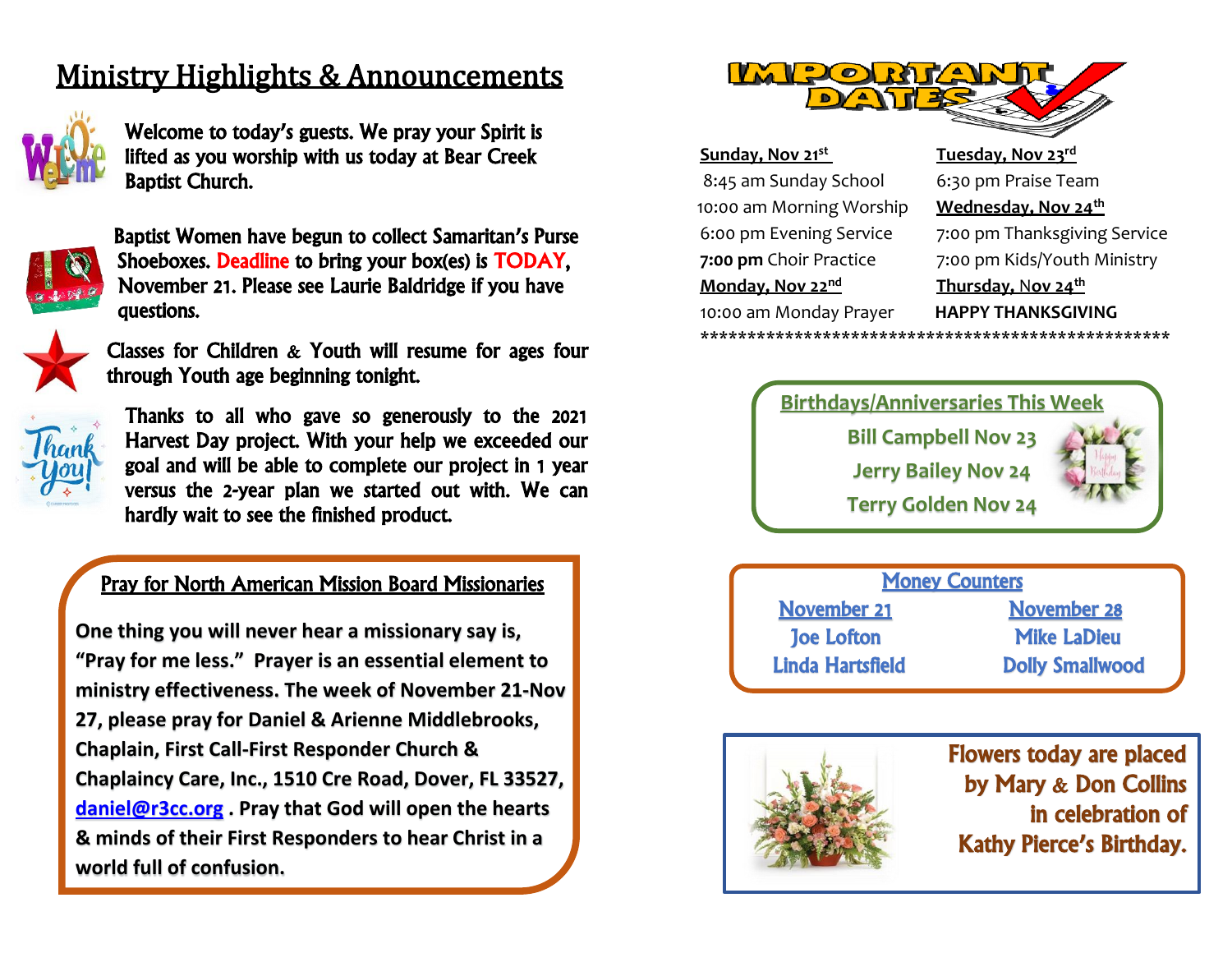# Ministry Highlights & Announcements

Welcome to today's guests. We pray your Spirit is lifted as you worship with us today at Bear Creek Baptist Church.

Baptist Women have begun to collect Samaritan's Purse Shoeboxes. Deadline to bring your box(es) is TODAY, November 21. Please see Laurie Baldridge if you have questions.

Classes for Children & Youth will resume for ages four through Youth age beginning tonight.

Thanks to all who gave so generously to the 2021 Harvest Day project. With your help we exceeded our goal and will be able to complete our project in 1 year versus the 2-year plan we started out with. We can hardly wait to see the finished product.

## Pray for North American Mission Board Missionaries

**One thing you will never hear a missionary say is, "Pray for me less." Prayer is an essential element to ministry effectiveness. The week of November 21-Nov 27, please pray for Daniel & Arienne Middlebrooks, Chaplain, First Call-First Responder Church & Chaplaincy Care, Inc., 1510 Cre Road, Dover, FL 33527, daniel@r3cc.org . Pray that God will open the hearts & minds of their First Responders to hear Christ in a world full of confusion.**

# IMPORTANT DATES

**Sunday, Nov 21st**
8:45 am Sunday School
10:00 am Morning Worship
6:00 pm Evening Service
**7:00 pm** Choir Practice

**Monday, Nov 22nd**
10:00 am Monday Prayer

**Tuesday, Nov 23rd**
6:30 pm Praise Team

**Wednesday, Nov 24th**
7:00 pm Thanksgiving Service
7:00 pm Kids/Youth Ministry

**Thursday, Nov 24th**
**HAPPY THANKSGIVING**

**************************************************

## Birthdays/Anniversaries This Week

Bill Campbell Nov 23
Jerry Bailey Nov 24
Terry Golden Nov 24

## Money Counters

| November 21 | November 28 |
| --- | --- |
| Joe Lofton | Mike LaDieu |
| Linda Hartsfield | Dolly Smallwood |

Flowers today are placed by Mary & Don Collins in celebration of Kathy Pierce's Birthday.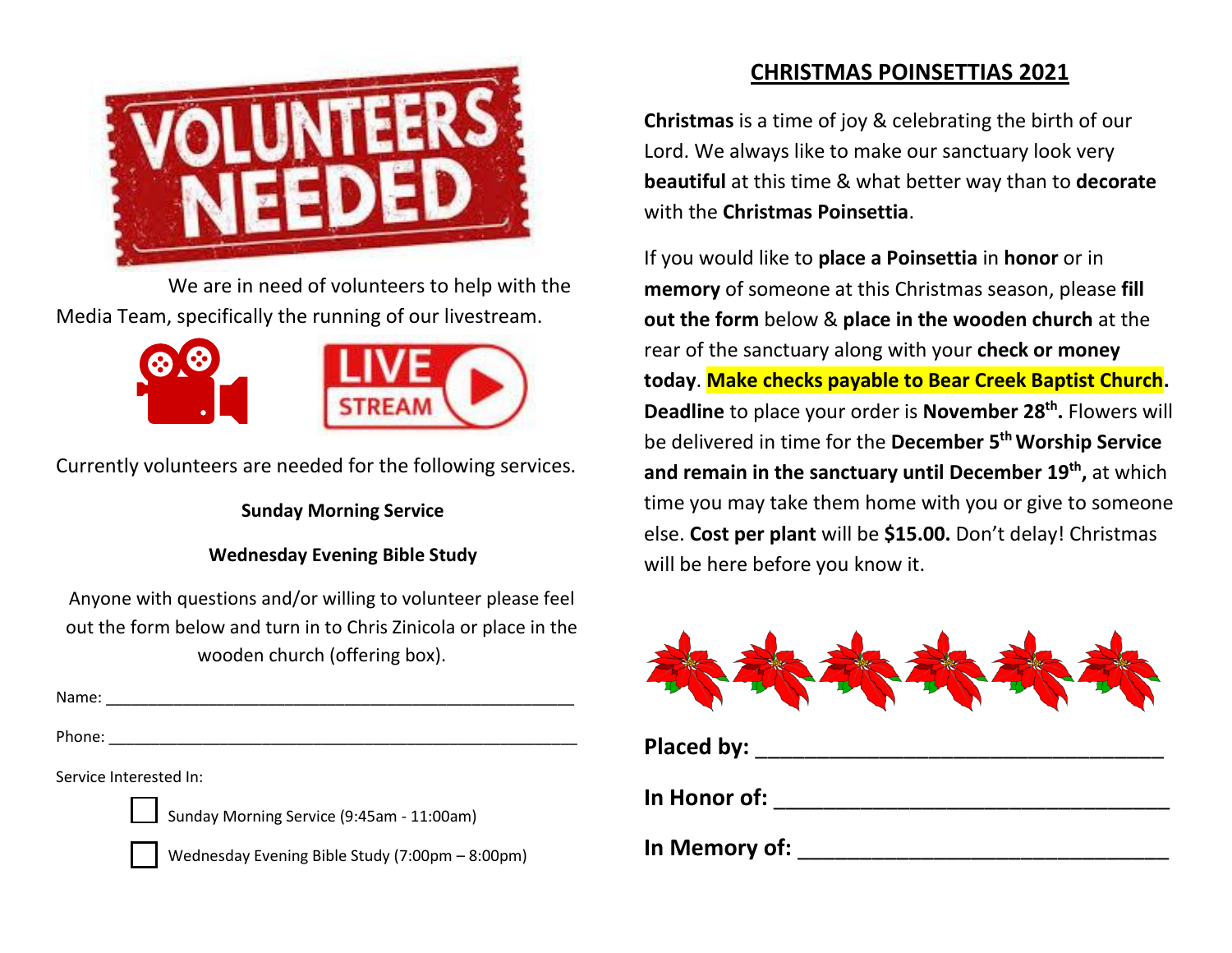# VOLUNTEERS NEEDED

We are in need of volunteers to help with the Media Team, specifically the running of our livestream.

LIVE STREAM

Currently volunteers are needed for the following services.

**Sunday Morning Service**

**Wednesday Evening Bible Study**

Anyone with questions and/or willing to volunteer please feel out the form below and turn in to Chris Zinicola or place in the wooden church (offering box).

Name: ______________________________________________________

Phone: ______________________________________________________

Service Interested In:

☐ Sunday Morning Service (9:45am - 11:00am)

☐ Wednesday Evening Bible Study (7:00pm – 8:00pm)

## CHRISTMAS POINSETTIAS 2021

**Christmas** is a time of joy & celebrating the birth of our Lord. We always like to make our sanctuary look very **beautiful** at this time & what better way than to **decorate** with the **Christmas Poinsettia**.

If you would like to **place a Poinsettia** in **honor** or in **memory** of someone at this Christmas season, please **fill out the form** below & **place in the wooden church** at the rear of the sanctuary along with your **check or money today**. **Make checks payable to Bear Creek Baptist Church.** **Deadline** to place your order is **November 28th.** Flowers will be delivered in time for the **December 5th Worship Service and remain in the sanctuary until December 19th,** at which time you may take them home with you or give to someone else. **Cost per plant** will be **$15.00.** Don't delay! Christmas will be here before you know it.

**Placed by:** ___________________________________

**In Honor of:** _________________________________

**In Memory of:** _______________________________